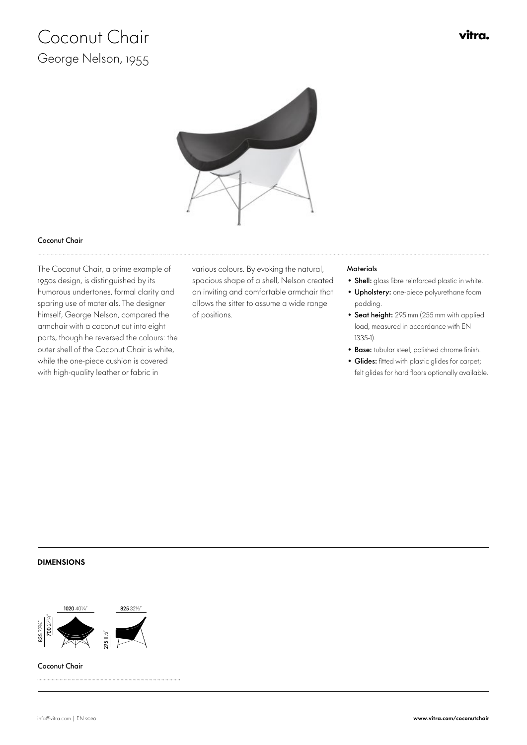# Coconut Chair

## George Nelson, 1955

vitra.

### Coconut Chair

The Coconut Chair, a prime example of 1950s design, is distinguished by its humorous undertones, formal clarity and sparing use of materials. The designer himself, George Nelson, compared the armchair with a coconut cut into eight parts, though he reversed the colours: the outer shell of the Coconut Chair is white, while the one-piece cushion is covered with high-quality leather or fabric in various colours. By evoking the natural, spacious shape of a shell, Nelson created an inviting and comfortable armchair that allows the sitter to assume a wide range of positions.

**Materials**

- **Shell:** glass fibre reinforced plastic in white.
- **Upholstery:** one-piece polyurethane foam padding.
- **Seat height:** 295 mm (255 mm with applied load, measured in accordance with EN 1335-1).
- **Base:** tubular steel, polished chrome finish.
- **Glides:** fitted with plastic glides for carpet; felt glides for hard floors optionally available.

## DIMENSIONS

**1020** 40¼"
**825** 32½"
**835** 32¾"
**700** 27½"
**295** 11½"

Coconut Chair

info@vitra.com | EN 2020

**www.vitra.com/coconutchair**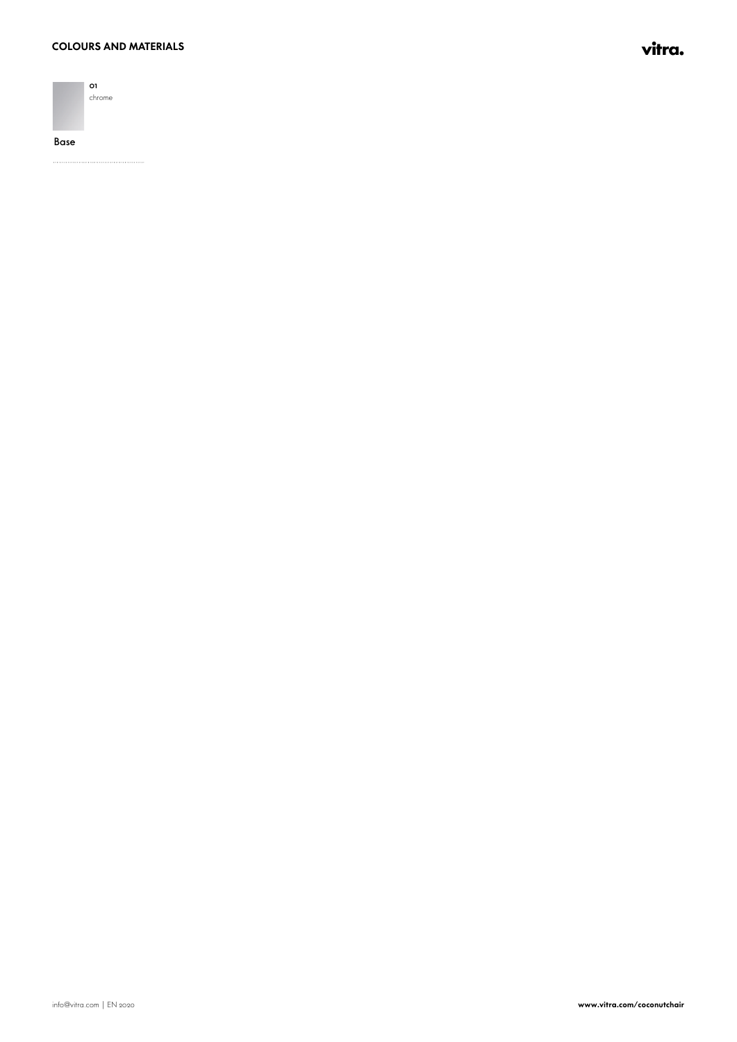## COLOURS AND MATERIALS

01
chrome

### Base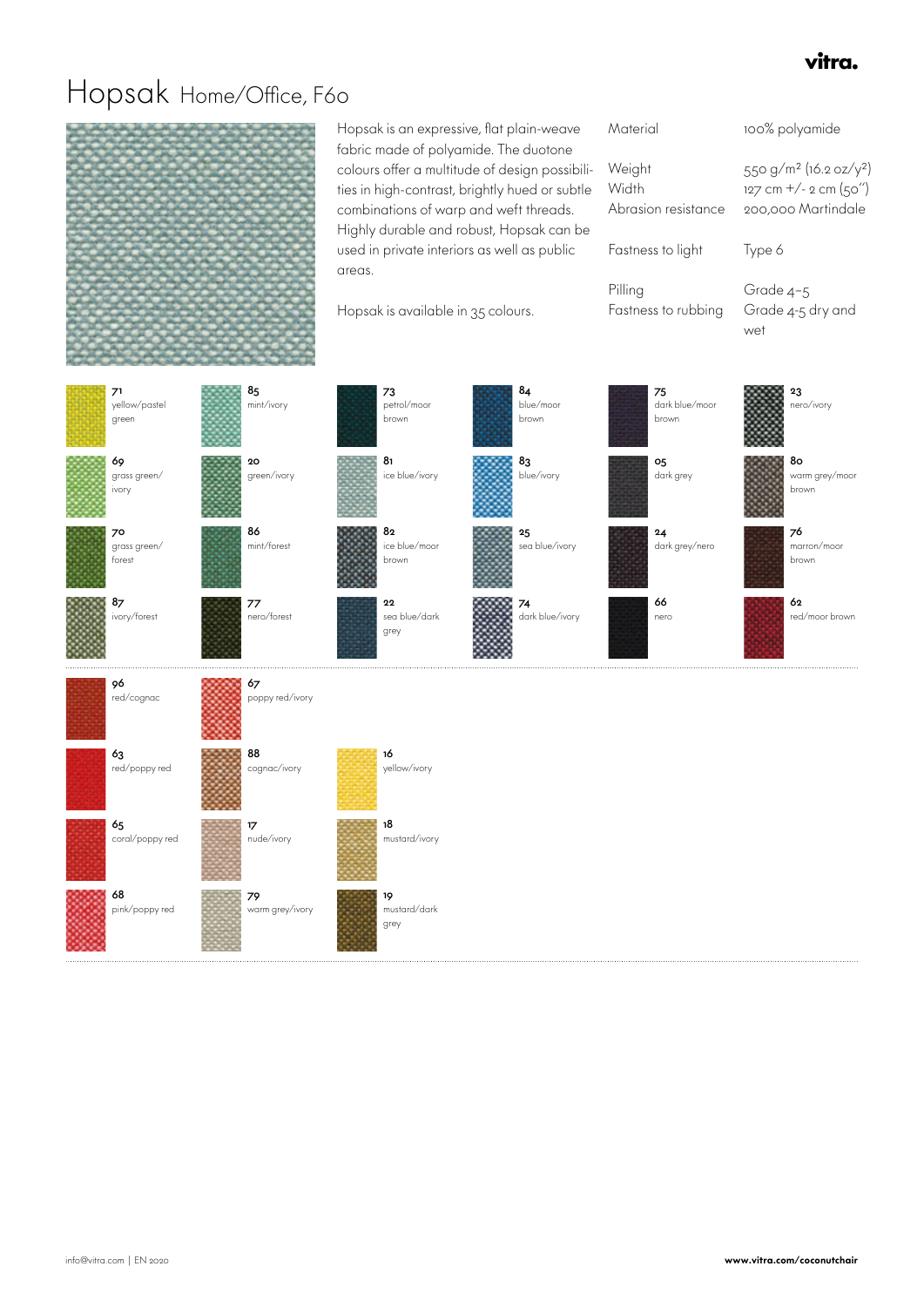# Hopsak Home/Office, F60

Hopsak is an expressive, flat plain-weave fabric made of polyamide. The duotone colours offer a multitude of design possibilities in high-contrast, brightly hued or subtle combinations of warp and weft threads. Highly durable and robust, Hopsak can be used in private interiors as well as public areas.

Hopsak is available in 35 colours.

| | |
|---|---|
| Material | 100% polyamide |
| Weight | 550 g/m² (16.2 oz/y²) |
| Width | 127 cm +/- 2 cm (50″) |
| Abrasion resistance | 200,000 Martindale |
| Fastness to light | Type 6 |
| Pilling | Grade 4–5 |
| Fastness to rubbing | Grade 4-5 dry and wet |

**71** yellow/pastel green

**69** grass green/ivory

**70** grass green/forest

**87** ivory/forest

**85** mint/ivory

**20** green/ivory

**86** mint/forest

**77** nero/forest

**73** petrol/moor brown

**81** ice blue/ivory

**82** ice blue/moor brown

**22** sea blue/dark grey

**84** blue/moor brown

**83** blue/ivory

**25** sea blue/ivory

**74** dark blue/ivory

**75** dark blue/moor brown

**05** dark grey

**24** dark grey/nero

**66** nero

**23** nero/ivory

**80** warm grey/moor brown

**76** marron/moor brown

**62** red/moor brown

**96** red/cognac

**63** red/poppy red

**65** coral/poppy red

**68** pink/poppy red

**67** poppy red/ivory

**88** cognac/ivory

**17** nude/ivory

**79** warm grey/ivory

**16** yellow/ivory

**18** mustard/ivory

**19** mustard/dark grey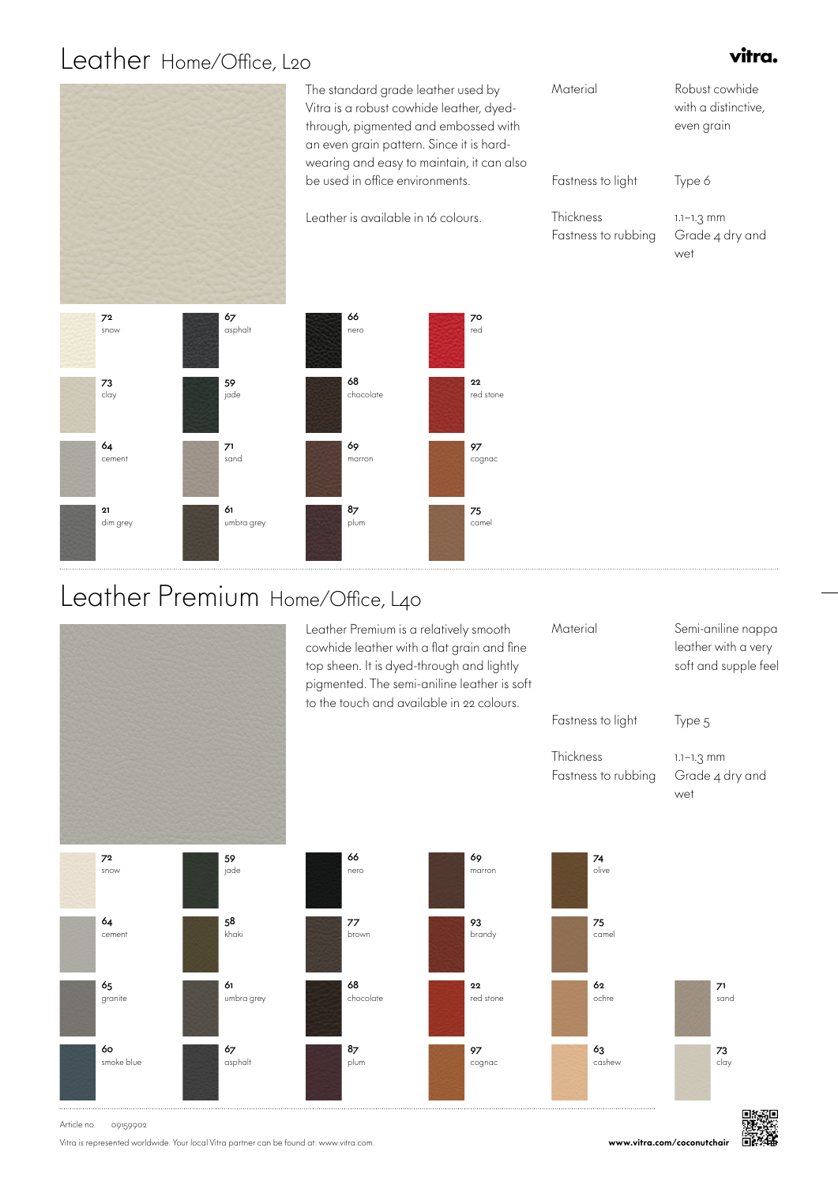# Leather Home/Office, L20

The standard grade leather used by Vitra is a robust cowhide leather, dyed-through, pigmented and embossed with an even grain pattern. Since it is hard-wearing and easy to maintain, it can also be used in office environments.

Leather is available in 16 colours.

| | |
|---|---|
| Material | Robust cowhide with a distinctive, even grain |
| Fastness to light | Type 6 |
| Thickness | 1.1–1.3 mm |
| Fastness to rubbing | Grade 4 dry and wet |

72 snow
73 clay
64 cement
21 dim grey
67 asphalt
59 jade
71 sand
61 umbra grey
66 nero
68 chocolate
69 marron
87 plum
70 red
22 red stone
97 cognac
75 camel

# Leather Premium Home/Office, L40

Leather Premium is a relatively smooth cowhide leather with a flat grain and fine top sheen. It is dyed-through and lightly pigmented. The semi-aniline leather is soft to the touch and available in 22 colours.

| | |
|---|---|
| Material | Semi-aniline nappa leather with a very soft and supple feel |
| Fastness to light | Type 5 |
| Thickness | 1.1–1.3 mm |
| Fastness to rubbing | Grade 4 dry and wet |

72 snow
64 cement
65 granite
60 smoke blue
59 jade
58 khaki
61 umbra grey
67 asphalt
66 nero
77 brown
68 chocolate
87 plum
69 marron
93 brandy
22 red stone
97 cognac
74 olive
75 camel
62 ochre
63 cashew
71 sand
73 clay

Article no. 09159902

Vitra is represented worldwide. Your local Vitra partner can be found at: www.vitra.com.

**www.vitra.com/coconutchair**